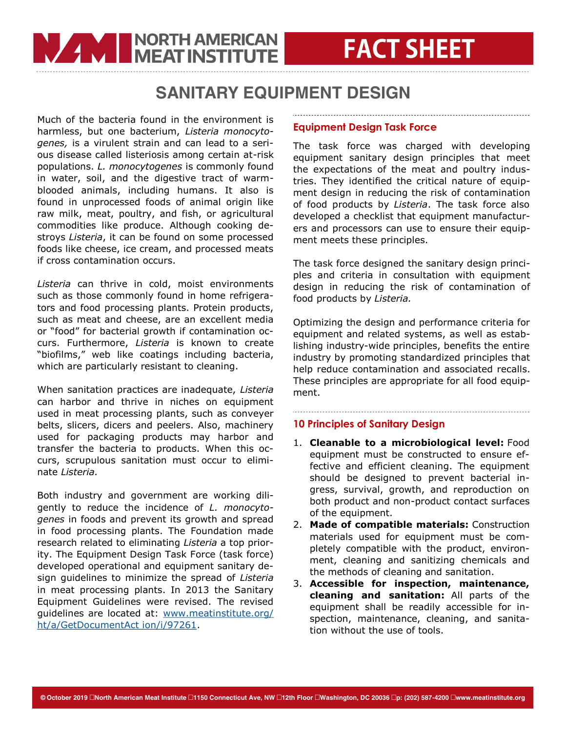NORTH AMERICAN MEAT INSTITUTE

# FACT SHEET

## SANITARY EQUIPMENT DESIGN

Much of the bacteria found in the environment is harmless, but one bacterium, *Listeria monocytogenes,* is a virulent strain and can lead to a serious disease called listeriosis among certain at-risk populations. *L. monocytogenes* is commonly found in water, soil, and the digestive tract of warm-blooded animals, including humans. It also is found in unprocessed foods of animal origin like raw milk, meat, poultry, and fish, or agricultural commodities like produce. Although cooking destroys *Listeria*, it can be found on some processed foods like cheese, ice cream, and processed meats if cross contamination occurs.

*Listeria* can thrive in cold, moist environments such as those commonly found in home refrigerators and food processing plants. Protein products, such as meat and cheese, are an excellent media or "food" for bacterial growth if contamination occurs. Furthermore, *Listeria* is known to create "biofilms," web like coatings including bacteria, which are particularly resistant to cleaning.

When sanitation practices are inadequate, *Listeria* can harbor and thrive in niches on equipment used in meat processing plants, such as conveyer belts, slicers, dicers and peelers. Also, machinery used for packaging products may harbor and transfer the bacteria to products. When this occurs, scrupulous sanitation must occur to eliminate *Listeria.*

Both industry and government are working diligently to reduce the incidence of *L. monocytogenes* in foods and prevent its growth and spread in food processing plants. The Foundation made research related to eliminating *Listeria* a top priority. The Equipment Design Task Force (task force) developed operational and equipment sanitary design guidelines to minimize the spread of *Listeria* in meat processing plants. In 2013 the Sanitary Equipment Guidelines were revised. The revised guidelines are located at: [www.meatinstitute.org/ht/a/GetDocumentAct ion/i/97261](www.meatinstitute.org/ht/a/GetDocumentAction/i/97261).

### Equipment Design Task Force

The task force was charged with developing equipment sanitary design principles that meet the expectations of the meat and poultry industries. They identified the critical nature of equipment design in reducing the risk of contamination of food products by *Listeria*. The task force also developed a checklist that equipment manufacturers and processors can use to ensure their equipment meets these principles.

The task force designed the sanitary design principles and criteria in consultation with equipment design in reducing the risk of contamination of food products by *Listeria.*

Optimizing the design and performance criteria for equipment and related systems, as well as establishing industry-wide principles, benefits the entire industry by promoting standardized principles that help reduce contamination and associated recalls. These principles are appropriate for all food equipment.

### 10 Principles of Sanitary Design

1. **Cleanable to a microbiological level:** Food equipment must be constructed to ensure effective and efficient cleaning. The equipment should be designed to prevent bacterial ingress, survival, growth, and reproduction on both product and non-product contact surfaces of the equipment.
2. **Made of compatible materials:** Construction materials used for equipment must be completely compatible with the product, environment, cleaning and sanitizing chemicals and the methods of cleaning and sanitation.
3. **Accessible for inspection, maintenance, cleaning and sanitation:** All parts of the equipment shall be readily accessible for inspection, maintenance, cleaning, and sanitation without the use of tools.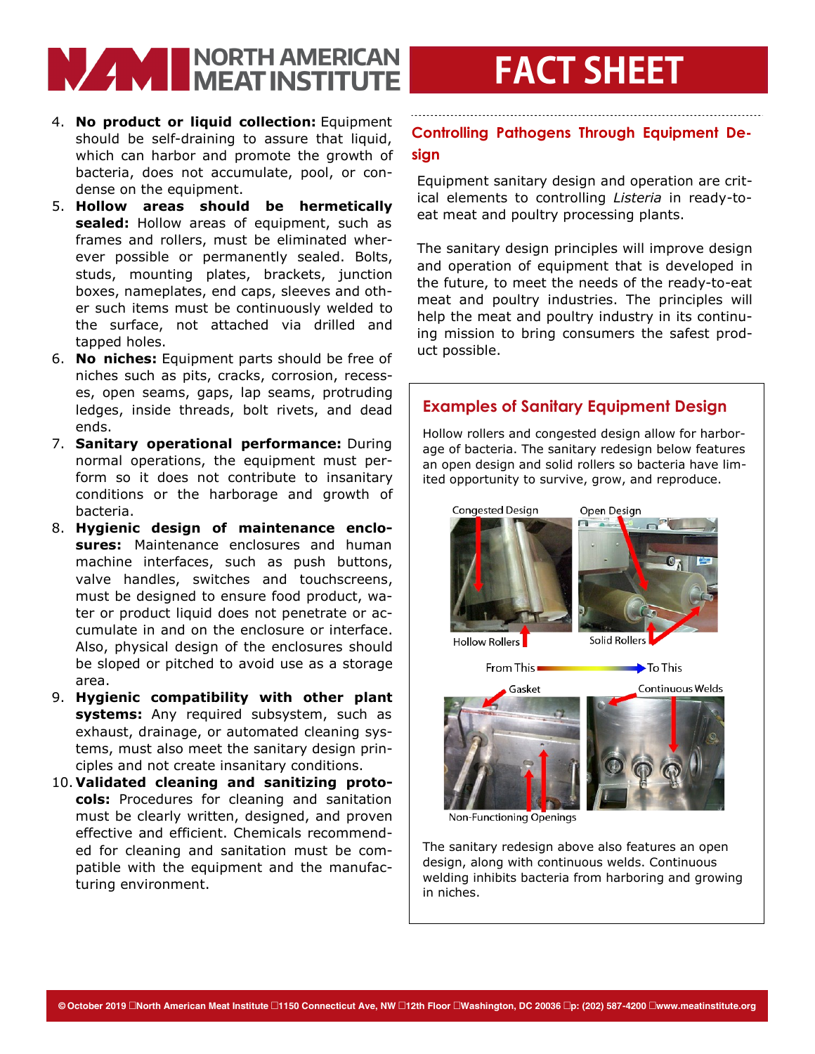4. **No product or liquid collection:** Equipment should be self-draining to assure that liquid, which can harbor and promote the growth of bacteria, does not accumulate, pool, or condense on the equipment.
5. **Hollow areas should be hermetically sealed:** Hollow areas of equipment, such as frames and rollers, must be eliminated wherever possible or permanently sealed. Bolts, studs, mounting plates, brackets, junction boxes, nameplates, end caps, sleeves and other such items must be continuously welded to the surface, not attached via drilled and tapped holes.
6. **No niches:** Equipment parts should be free of niches such as pits, cracks, corrosion, recesses, open seams, gaps, lap seams, protruding ledges, inside threads, bolt rivets, and dead ends.
7. **Sanitary operational performance:** During normal operations, the equipment must perform so it does not contribute to insanitary conditions or the harborage and growth of bacteria.
8. **Hygienic design of maintenance enclosures:** Maintenance enclosures and human machine interfaces, such as push buttons, valve handles, switches and touchscreens, must be designed to ensure food product, water or product liquid does not penetrate or accumulate in and on the enclosure or interface. Also, physical design of the enclosures should be sloped or pitched to avoid use as a storage area.
9. **Hygienic compatibility with other plant systems:** Any required subsystem, such as exhaust, drainage, or automated cleaning systems, must also meet the sanitary design principles and not create insanitary conditions.
10. **Validated cleaning and sanitizing protocols:** Procedures for cleaning and sanitation must be clearly written, designed, and proven effective and efficient. Chemicals recommended for cleaning and sanitation must be compatible with the equipment and the manufacturing environment.

## Controlling Pathogens Through Equipment Design

Equipment sanitary design and operation are critical elements to controlling *Listeria* in ready-to-eat meat and poultry processing plants.

The sanitary design principles will improve design and operation of equipment that is developed in the future, to meet the needs of the ready-to-eat meat and poultry industries. The principles will help the meat and poultry industry in its continuing mission to bring consumers the safest product possible.

### Examples of Sanitary Equipment Design

Hollow rollers and congested design allow for harborage of bacteria. The sanitary redesign below features an open design and solid rollers so bacteria have limited opportunity to survive, grow, and reproduce.

Congested Design
Open Design
Hollow Rollers
Solid Rollers
From This
To This
Gasket
Continuous Welds
Non-Functioning Openings

The sanitary redesign above also features an open design, along with continuous welds. Continuous welding inhibits bacteria from harboring and growing in niches.